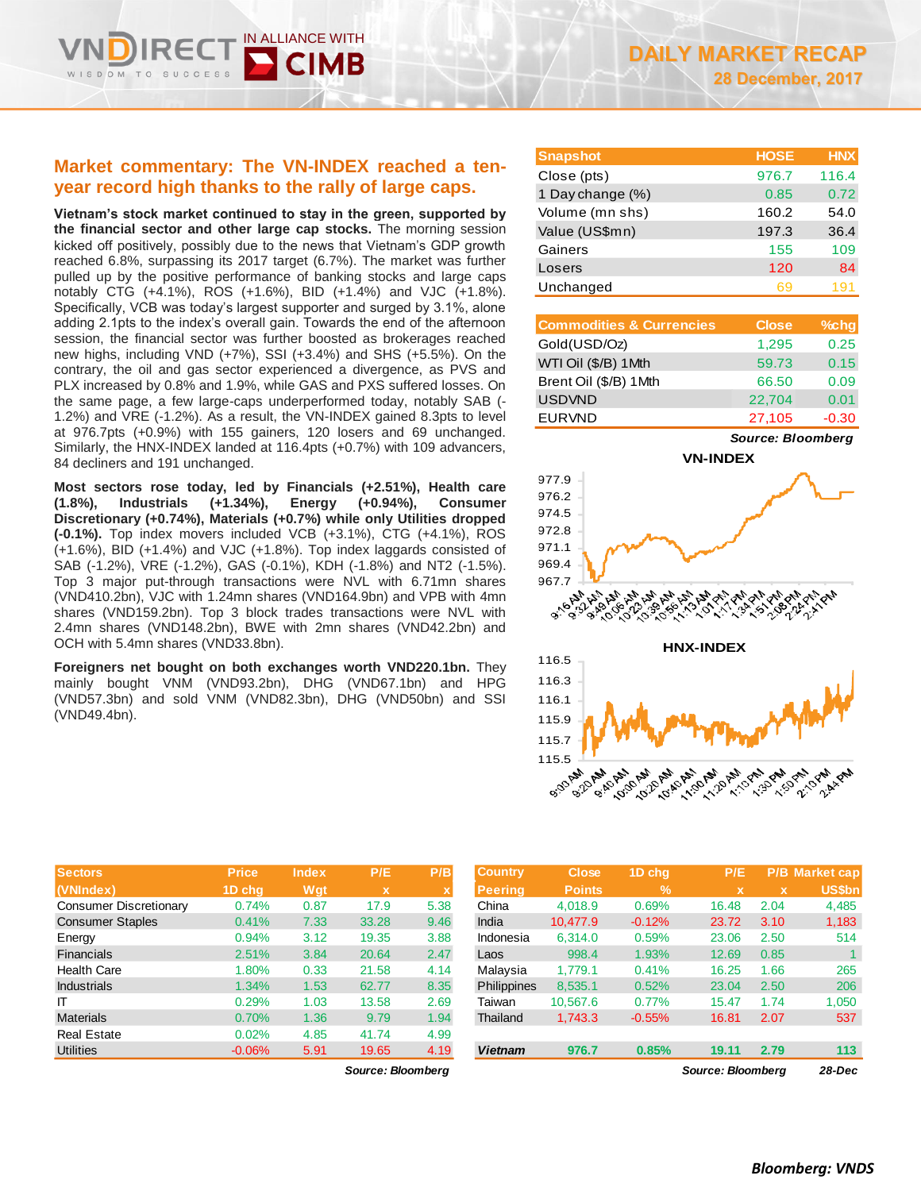# DAILY MARKET RECAP

**28 December, 2017**

## Market commentary: The VN-INDEX reached a ten-year record high thanks to the rally of large caps.

**Vietnam's stock market continued to stay in the green, supported by the financial sector and other large cap stocks.** The morning session kicked off positively, possibly due to the news that Vietnam's GDP growth reached 6.8%, surpassing its 2017 target (6.7%). The market was further pulled up by the positive performance of banking stocks and large caps notably CTG (+4.1%), ROS (+1.6%), BID (+1.4%) and VJC (+1.8%). Specifically, VCB was today's largest supporter and surged by 3.1%, alone adding 2.1pts to the index's overall gain. Towards the end of the afternoon session, the financial sector was further boosted as brokerages reached new highs, including VND (+7%), SSI (+3.4%) and SHS (+5.5%). On the contrary, the oil and gas sector experienced a divergence, as PVS and PLX increased by 0.8% and 1.9%, while GAS and PXS suffered losses. On the same page, a few large-caps underperformed today, notably SAB (-1.2%) and VRE (-1.2%). As a result, the VN-INDEX gained 8.3pts to level at 976.7pts (+0.9%) with 155 gainers, 120 losers and 69 unchanged. Similarly, the HNX-INDEX landed at 116.4pts (+0.7%) with 109 advancers, 84 decliners and 191 unchanged.

**Most sectors rose today, led by Financials (+2.51%), Health care (1.8%), Industrials (+1.34%), Energy (+0.94%), Consumer Discretionary (+0.74%), Materials (+0.7%) while only Utilities dropped (-0.1%).** Top index movers included VCB (+3.1%), CTG (+4.1%), ROS (+1.6%), BID (+1.4%) and VJC (+1.8%). Top index laggards consisted of SAB (-1.2%), VRE (-1.2%), GAS (-0.1%), KDH (-1.8%) and NT2 (-1.5%). Top 3 major put-through transactions were NVL with 6.71mn shares (VND410.2bn), VJC with 1.24mn shares (VND164.9bn) and VPB with 4mn shares (VND159.2bn). Top 3 block trades transactions were NVL with 2.4mn shares (VND148.2bn), BWE with 2mn shares (VND42.2bn) and OCH with 5.4mn shares (VND33.8bn).

**Foreigners net bought on both exchanges worth VND220.1bn.** They mainly bought VNM (VND93.2bn), DHG (VND67.1bn) and HPG (VND57.3bn) and sold VNM (VND82.3bn), DHG (VND50bn) and SSI (VND49.4bn).

| Snapshot | HOSE | HNX |
|---|---|---|
| Close (pts) | 976.7 | 116.4 |
| 1 Day change (%) | 0.85 | 0.72 |
| Volume (mn shs) | 160.2 | 54.0 |
| Value (US$mn) | 197.3 | 36.4 |
| Gainers | 155 | 109 |
| Losers | 120 | 84 |
| Unchanged | 69 | 191 |

| Commodities & Currencies | Close | %chg |
|---|---|---|
| Gold(USD/Oz) | 1,295 | 0.25 |
| WTI Oil ($/B) 1Mth | 59.73 | 0.15 |
| Brent Oil ($/B) 1Mth | 66.50 | 0.09 |
| USDVND | 22,704 | 0.01 |
| EURVND | 27,105 | -0.30 |

*Source: Bloomberg*

| Sectors (VNIndex) | Price 1D chg | Index Wgt | P/E x | P/B x |
|---|---|---|---|---|
| Consumer Discretionary | 0.74% | 0.87 | 17.9 | 5.38 |
| Consumer Staples | 0.41% | 7.33 | 33.28 | 9.46 |
| Energy | 0.94% | 3.12 | 19.35 | 3.88 |
| Financials | 2.51% | 3.84 | 20.64 | 2.47 |
| Health Care | 1.80% | 0.33 | 21.58 | 4.14 |
| Industrials | 1.34% | 1.53 | 62.77 | 8.35 |
| IT | 0.29% | 1.03 | 13.58 | 2.69 |
| Materials | 0.70% | 1.36 | 9.79 | 1.94 |
| Real Estate | 0.02% | 4.85 | 41.74 | 4.99 |
| Utilities | -0.06% | 5.91 | 19.65 | 4.19 |

*Source: Bloomberg*

| Country Peering | Close Points | 1D chg % | P/E x | P/B x | Market cap US$bn |
|---|---|---|---|---|---|
| China | 4,018.9 | 0.69% | 16.48 | 2.04 | 4,485 |
| India | 10,477.9 | -0.12% | 23.72 | 3.10 | 1,183 |
| Indonesia | 6,314.0 | 0.59% | 23.06 | 2.50 | 514 |
| Laos | 998.4 | 1.93% | 12.69 | 0.85 | 1 |
| Malaysia | 1,779.1 | 0.41% | 16.25 | 1.66 | 265 |
| Philippines | 8,535.1 | 0.52% | 23.04 | 2.50 | 206 |
| Taiwan | 10,567.6 | 0.77% | 15.47 | 1.74 | 1,050 |
| Thailand | 1,743.3 | -0.55% | 16.81 | 2.07 | 537 |
| **Vietnam** | **976.7** | **0.85%** | **19.11** | **2.79** | **113** |

*Source: Bloomberg* 28-Dec

***Bloomberg: VNDS***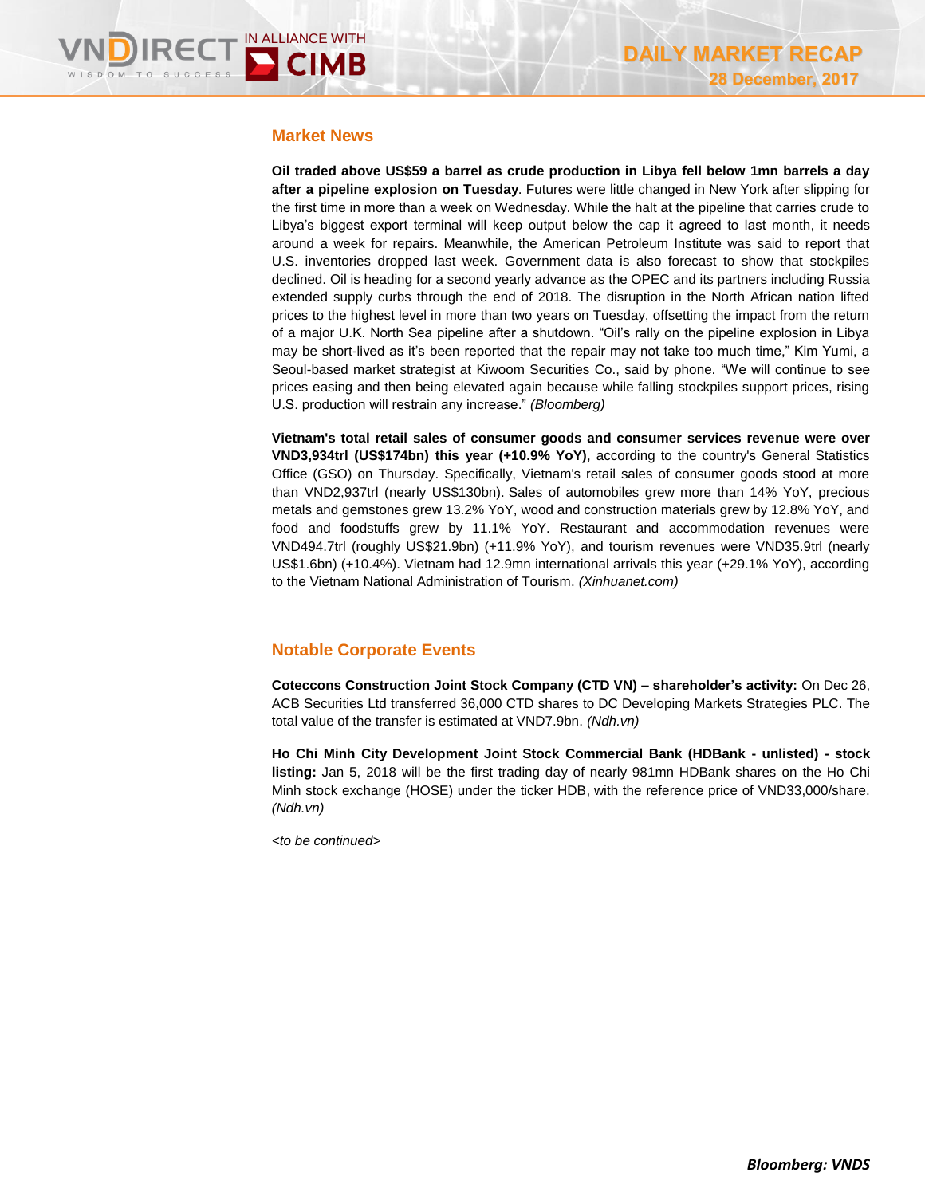## Market News

**Oil traded above US$59 a barrel as crude production in Libya fell below 1mn barrels a day after a pipeline explosion on Tuesday**. Futures were little changed in New York after slipping for the first time in more than a week on Wednesday. While the halt at the pipeline that carries crude to Libya's biggest export terminal will keep output below the cap it agreed to last month, it needs around a week for repairs. Meanwhile, the American Petroleum Institute was said to report that U.S. inventories dropped last week. Government data is also forecast to show that stockpiles declined. Oil is heading for a second yearly advance as the OPEC and its partners including Russia extended supply curbs through the end of 2018. The disruption in the North African nation lifted prices to the highest level in more than two years on Tuesday, offsetting the impact from the return of a major U.K. North Sea pipeline after a shutdown. "Oil's rally on the pipeline explosion in Libya may be short-lived as it's been reported that the repair may not take too much time," Kim Yumi, a Seoul-based market strategist at Kiwoom Securities Co., said by phone. "We will continue to see prices easing and then being elevated again because while falling stockpiles support prices, rising U.S. production will restrain any increase." *(Bloomberg)*

**Vietnam's total retail sales of consumer goods and consumer services revenue were over VND3,934trl (US$174bn) this year (+10.9% YoY)**, according to the country's General Statistics Office (GSO) on Thursday. Specifically, Vietnam's retail sales of consumer goods stood at more than VND2,937trl (nearly US$130bn). Sales of automobiles grew more than 14% YoY, precious metals and gemstones grew 13.2% YoY, wood and construction materials grew by 12.8% YoY, and food and foodstuffs grew by 11.1% YoY. Restaurant and accommodation revenues were VND494.7trl (roughly US$21.9bn) (+11.9% YoY), and tourism revenues were VND35.9trl (nearly US$1.6bn) (+10.4%). Vietnam had 12.9mn international arrivals this year (+29.1% YoY), according to the Vietnam National Administration of Tourism. *(Xinhuanet.com)*

## Notable Corporate Events

**Coteccons Construction Joint Stock Company (CTD VN) – shareholder's activity:** On Dec 26, ACB Securities Ltd transferred 36,000 CTD shares to DC Developing Markets Strategies PLC. The total value of the transfer is estimated at VND7.9bn. *(Ndh.vn)*

**Ho Chi Minh City Development Joint Stock Commercial Bank (HDBank - unlisted) - stock listing:** Jan 5, 2018 will be the first trading day of nearly 981mn HDBank shares on the Ho Chi Minh stock exchange (HOSE) under the ticker HDB, with the reference price of VND33,000/share. *(Ndh.vn)*

*<to be continued>*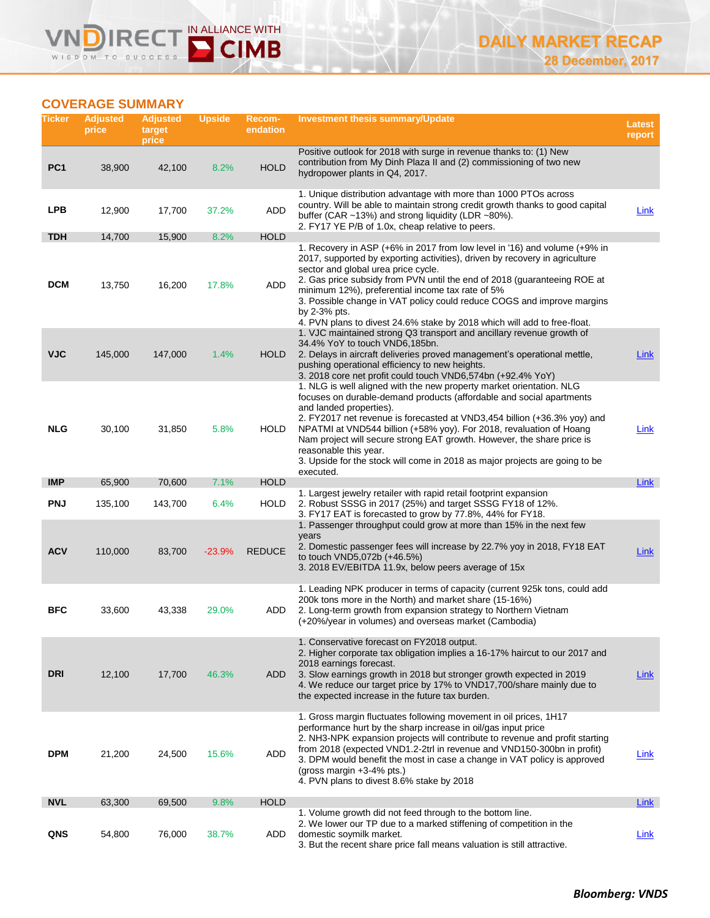## COVERAGE SUMMARY

| Ticker | Adjusted price | Adjusted target price | Upside | Recom-endation | Investment thesis summary/Update | Latest report |
|---|---|---|---|---|---|---|
| PC1 | 38,900 | 42,100 | 8.2% | HOLD | Positive outlook for 2018 with surge in revenue thanks to: (1) New contribution from My Dinh Plaza II and (2) commissioning of two new hydropower plants in Q4, 2017. | |
| LPB | 12,900 | 17,700 | 37.2% | ADD | 1. Unique distribution advantage with more than 1000 PTOs across country. Will be able to maintain strong credit growth thanks to good capital buffer (CAR ~13%) and strong liquidity (LDR ~80%).<br>2. FY17 YE P/B of 1.0x, cheap relative to peers. | Link |
| TDH | 14,700 | 15,900 | 8.2% | HOLD | | |
| DCM | 13,750 | 16,200 | 17.8% | ADD | 1. Recovery in ASP (+6% in 2017 from low level in '16) and volume (+9% in 2017, supported by exporting activities), driven by recovery in agriculture sector and global urea price cycle.<br>2. Gas price subsidy from PVN until the end of 2018 (guaranteeing ROE at minimum 12%), preferential income tax rate of 5%<br>3. Possible change in VAT policy could reduce COGS and improve margins by 2-3% pts.<br>4. PVN plans to divest 24.6% stake by 2018 which will add to free-float. | |
| VJC | 145,000 | 147,000 | 1.4% | HOLD | 1. VJC maintained strong Q3 transport and ancillary revenue growth of 34.4% YoY to touch VND6,185bn.<br>2. Delays in aircraft deliveries proved management's operational mettle, pushing operational efficiency to new heights.<br>3. 2018 core net profit could touch VND6,574bn (+92.4% YoY) | Link |
| NLG | 30,100 | 31,850 | 5.8% | HOLD | 1. NLG is well aligned with the new property market orientation. NLG focuses on durable-demand products (affordable and social apartments and landed properties).<br>2. FY2017 net revenue is forecasted at VND3,454 billion (+36.3% yoy) and NPATMI at VND544 billion (+58% yoy). For 2018, revaluation of Hoang Nam project will secure strong EAT growth. However, the share price is reasonable this year.<br>3. Upside for the stock will come in 2018 as major projects are going to be executed. | Link |
| IMP | 65,900 | 70,600 | 7.1% | HOLD | | Link |
| PNJ | 135,100 | 143,700 | 6.4% | HOLD | 1. Largest jewelry retailer with rapid retail footprint expansion<br>2. Robust SSSG in 2017 (25%) and target SSSG FY18 of 12%.<br>3. FY17 EAT is forecasted to grow by 77.8%, 44% for FY18. | |
| ACV | 110,000 | 83,700 | -23.9% | REDUCE | 1. Passenger throughput could grow at more than 15% in the next few years<br>2. Domestic passenger fees will increase by 22.7% yoy in 2018, FY18 EAT to touch VND5,072b (+46.5%)<br>3. 2018 EV/EBITDA 11.9x, below peers average of 15x | Link |
| BFC | 33,600 | 43,338 | 29.0% | ADD | 1. Leading NPK producer in terms of capacity (current 925k tons, could add 200k tons more in the North) and market share (15-16%)<br>2. Long-term growth from expansion strategy to Northern Vietnam (+20%/year in volumes) and overseas market (Cambodia) | |
| DRI | 12,100 | 17,700 | 46.3% | ADD | 1. Conservative forecast on FY2018 output.<br>2. Higher corporate tax obligation implies a 16-17% haircut to our 2017 and 2018 earnings forecast.<br>3. Slow earnings growth in 2018 but stronger growth expected in 2019<br>4. We reduce our target price by 17% to VND17,700/share mainly due to the expected increase in the future tax burden. | Link |
| DPM | 21,200 | 24,500 | 15.6% | ADD | 1. Gross margin fluctuates following movement in oil prices, 1H17 performance hurt by the sharp increase in oil/gas input price<br>2. NH3-NPK expansion projects will contribute to revenue and profit starting from 2018 (expected VND1.2-2trl in revenue and VND150-300bn in profit)<br>3. DPM would benefit the most in case a change in VAT policy is approved (gross margin +3-4% pts.)<br>4. PVN plans to divest 8.6% stake by 2018 | Link |
| NVL | 63,300 | 69,500 | 9.8% | HOLD | | Link |
| QNS | 54,800 | 76,000 | 38.7% | ADD | 1. Volume growth did not feed through to the bottom line.<br>2. We lower our TP due to a marked stiffening of competition in the domestic soymilk market.<br>3. But the recent share price fall means valuation is still attractive. | Link |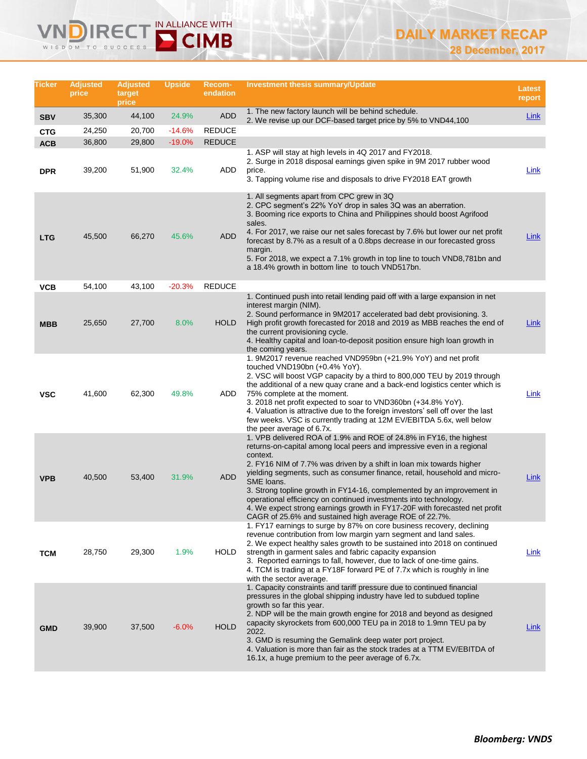| Ticker | Adjusted price | Adjusted target price | Upside | Recom-endation | Investment thesis summary/Update | Latest report |
|---|---|---|---|---|---|---|
| SBV | 35,300 | 44,100 | 24.9% | ADD | 1. The new factory launch will be behind schedule.<br>2. We revise up our DCF-based target price by 5% to VND44,100 | Link |
| CTG | 24,250 | 20,700 | -14.6% | REDUCE | | |
| ACB | 36,800 | 29,800 | -19.0% | REDUCE | | |
| DPR | 39,200 | 51,900 | 32.4% | ADD | 1. ASP will stay at high levels in 4Q 2017 and FY2018.<br>2. Surge in 2018 disposal earnings given spike in 9M 2017 rubber wood price.<br>3. Tapping volume rise and disposals to drive FY2018 EAT growth | Link |
| LTG | 45,500 | 66,270 | 45.6% | ADD | 1. All segments apart from CPC grew in 3Q<br>2. CPC segment's 22% YoY drop in sales 3Q was an aberration.<br>3. Booming rice exports to China and Philippines should boost Agrifood sales.<br>4. For 2017, we raise our net sales forecast by 7.6% but lower our net profit forecast by 8.7% as a result of a 0.8bps decrease in our forecasted gross margin.<br>5. For 2018, we expect a 7.1% growth in top line to touch VND8,781bn and a 18.4% growth in bottom line to touch VND517bn. | Link |
| VCB | 54,100 | 43,100 | -20.3% | REDUCE | | |
| MBB | 25,650 | 27,700 | 8.0% | HOLD | 1. Continued push into retail lending paid off with a large expansion in net interest margin (NIM).<br>2. Sound performance in 9M2017 accelerated bad debt provisioning. 3. High profit growth forecasted for 2018 and 2019 as MBB reaches the end of the current provisioning cycle.<br>4. Healthy capital and loan-to-deposit position ensure high loan growth in the coming years. | Link |
| VSC | 41,600 | 62,300 | 49.8% | ADD | 1. 9M2017 revenue reached VND959bn (+21.9% YoY) and net profit touched VND190bn (+0.4% YoY).<br>2. VSC will boost VGP capacity by a third to 800,000 TEU by 2019 through the additional of a new quay crane and a back-end logistics center which is 75% complete at the moment.<br>3. 2018 net profit expected to soar to VND360bn (+34.8% YoY).<br>4. Valuation is attractive due to the foreign investors' sell off over the last few weeks. VSC is currently trading at 12M EV/EBITDA 5.6x, well below the peer average of 6.7x. | Link |
| VPB | 40,500 | 53,400 | 31.9% | ADD | 1. VPB delivered ROA of 1.9% and ROE of 24.8% in FY16, the highest returns-on-capital among local peers and impressive even in a regional context.<br>2. FY16 NIM of 7.7% was driven by a shift in loan mix towards higher yielding segments, such as consumer finance, retail, household and micro-SME loans.<br>3. Strong topline growth in FY14-16, complemented by an improvement in operational efficiency on continued investments into technology.<br>4. We expect strong earnings growth in FY17-20F with forecasted net profit CAGR of 25.6% and sustained high average ROE of 22.7%. | Link |
| TCM | 28,750 | 29,300 | 1.9% | HOLD | 1. FY17 earnings to surge by 87% on core business recovery, declining revenue contribution from low margin yarn segment and land sales.<br>2. We expect healthy sales growth to be sustained into 2018 on continued strength in garment sales and fabric capacity expansion<br>3. Reported earnings to fall, however, due to lack of one-time gains.<br>4. TCM is trading at a FY18F forward PE of 7.7x which is roughly in line with the sector average. | Link |
| GMD | 39,900 | 37,500 | -6.0% | HOLD | 1. Capacity constraints and tariff pressure due to continued financial pressures in the global shipping industry have led to subdued topline growth so far this year.<br>2. NDP will be the main growth engine for 2018 and beyond as designed capacity skyrockets from 600,000 TEU pa in 2018 to 1.9mn TEU pa by 2022.<br>3. GMD is resuming the Gemalink deep water port project.<br>4. Valuation is more than fair as the stock trades at a TTM EV/EBITDA of 16.1x, a huge premium to the peer average of 6.7x. | Link |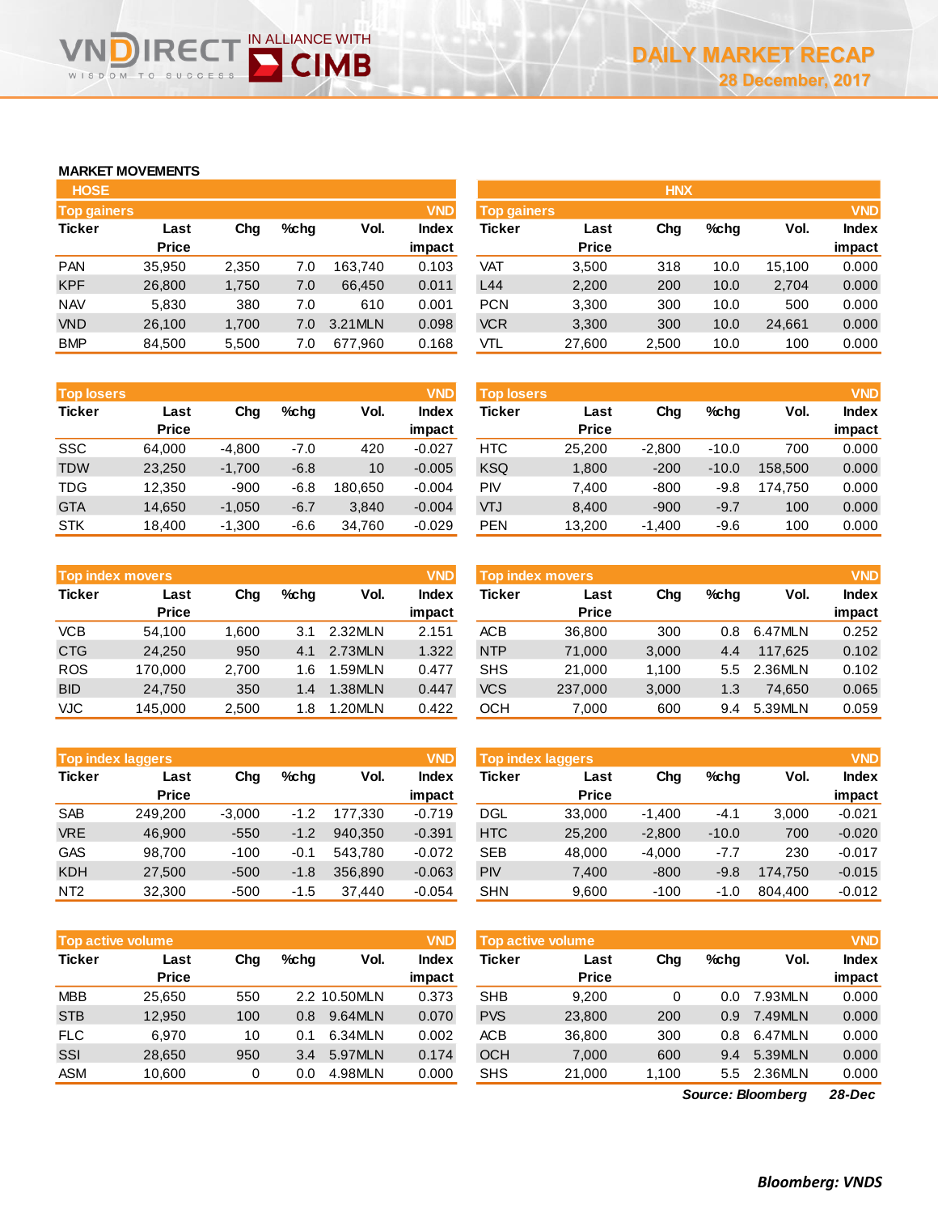# DAILY MARKET RECAP

28 December, 2017

## MARKET MOVEMENTS

### HOSE

**Top gainers** (VND)

| Ticker | Last Price | Chg | %chg | Vol. | Index impact |
|---|---|---|---|---|---|
| PAN | 35,950 | 2,350 | 7.0 | 163,740 | 0.103 |
| KPF | 26,800 | 1,750 | 7.0 | 66,450 | 0.011 |
| NAV | 5,830 | 380 | 7.0 | 610 | 0.001 |
| VND | 26,100 | 1,700 | 7.0 | 3.21MLN | 0.098 |
| BMP | 84,500 | 5,500 | 7.0 | 677,960 | 0.168 |

**Top losers** (VND)

| Ticker | Last Price | Chg | %chg | Vol. | Index impact |
|---|---|---|---|---|---|
| SSC | 64,000 | -4,800 | -7.0 | 420 | -0.027 |
| TDW | 23,250 | -1,700 | -6.8 | 10 | -0.005 |
| TDG | 12,350 | -900 | -6.8 | 180,650 | -0.004 |
| GTA | 14,650 | -1,050 | -6.7 | 3,840 | -0.004 |
| STK | 18,400 | -1,300 | -6.6 | 34,760 | -0.029 |

**Top index movers** (VND)

| Ticker | Last Price | Chg | %chg | Vol. | Index impact |
|---|---|---|---|---|---|
| VCB | 54,100 | 1,600 | 3.1 | 2.32MLN | 2.151 |
| CTG | 24,250 | 950 | 4.1 | 2.73MLN | 1.322 |
| ROS | 170,000 | 2,700 | 1.6 | 1.59MLN | 0.477 |
| BID | 24,750 | 350 | 1.4 | 1.38MLN | 0.447 |
| VJC | 145,000 | 2,500 | 1.8 | 1.20MLN | 0.422 |

**Top index laggers** (VND)

| Ticker | Last Price | Chg | %chg | Vol. | Index impact |
|---|---|---|---|---|---|
| SAB | 249,200 | -3,000 | -1.2 | 177,330 | -0.719 |
| VRE | 46,900 | -550 | -1.2 | 940,350 | -0.391 |
| GAS | 98,700 | -100 | -0.1 | 543,780 | -0.072 |
| KDH | 27,500 | -500 | -1.8 | 356,890 | -0.063 |
| NT2 | 32,300 | -500 | -1.5 | 37,440 | -0.054 |

**Top active volume** (VND)

| Ticker | Last Price | Chg | %chg | Vol. | Index impact |
|---|---|---|---|---|---|
| MBB | 25,650 | 550 | 2.2 | 10.50MLN | 0.373 |
| STB | 12,950 | 100 | 0.8 | 9.64MLN | 0.070 |
| FLC | 6,970 | 10 | 0.1 | 6.34MLN | 0.002 |
| SSI | 28,650 | 950 | 3.4 | 5.97MLN | 0.174 |
| ASM | 10,600 | 0 | 0.0 | 4.98MLN | 0.000 |

### HNX

**Top gainers** (VND)

| Ticker | Last Price | Chg | %chg | Vol. | Index impact |
|---|---|---|---|---|---|
| VAT | 3,500 | 318 | 10.0 | 15,100 | 0.000 |
| L44 | 2,200 | 200 | 10.0 | 2,704 | 0.000 |
| PCN | 3,300 | 300 | 10.0 | 500 | 0.000 |
| VCR | 3,300 | 300 | 10.0 | 24,661 | 0.000 |
| VTL | 27,600 | 2,500 | 10.0 | 100 | 0.000 |

**Top losers** (VND)

| Ticker | Last Price | Chg | %chg | Vol. | Index impact |
|---|---|---|---|---|---|
| HTC | 25,200 | -2,800 | -10.0 | 700 | 0.000 |
| KSQ | 1,800 | -200 | -10.0 | 158,500 | 0.000 |
| PIV | 7,400 | -800 | -9.8 | 174,750 | 0.000 |
| VTJ | 8,400 | -900 | -9.7 | 100 | 0.000 |
| PEN | 13,200 | -1,400 | -9.6 | 100 | 0.000 |

**Top index movers** (VND)

| Ticker | Last Price | Chg | %chg | Vol. | Index impact |
|---|---|---|---|---|---|
| ACB | 36,800 | 300 | 0.8 | 6.47MLN | 0.252 |
| NTP | 71,000 | 3,000 | 4.4 | 117,625 | 0.102 |
| SHS | 21,000 | 1,100 | 5.5 | 2.36MLN | 0.102 |
| VCS | 237,000 | 3,000 | 1.3 | 74,650 | 0.065 |
| OCH | 7,000 | 600 | 9.4 | 5.39MLN | 0.059 |

**Top index laggers** (VND)

| Ticker | Last Price | Chg | %chg | Vol. | Index impact |
|---|---|---|---|---|---|
| DGL | 33,000 | -1,400 | -4.1 | 3,000 | -0.021 |
| HTC | 25,200 | -2,800 | -10.0 | 700 | -0.020 |
| SEB | 48,000 | -4,000 | -7.7 | 230 | -0.017 |
| PIV | 7,400 | -800 | -9.8 | 174,750 | -0.015 |
| SHN | 9,600 | -100 | -1.0 | 804,400 | -0.012 |

**Top active volume** (VND)

| Ticker | Last Price | Chg | %chg | Vol. | Index impact |
|---|---|---|---|---|---|
| SHB | 9,200 | 0 | 0.0 | 7.93MLN | 0.000 |
| PVS | 23,800 | 200 | 0.9 | 7.49MLN | 0.000 |
| ACB | 36,800 | 300 | 0.8 | 6.47MLN | 0.000 |
| OCH | 7,000 | 600 | 9.4 | 5.39MLN | 0.000 |
| SHS | 21,000 | 1,100 | 5.5 | 2.36MLN | 0.000 |

*Source: Bloomberg* *28-Dec*

***Bloomberg: VNDS***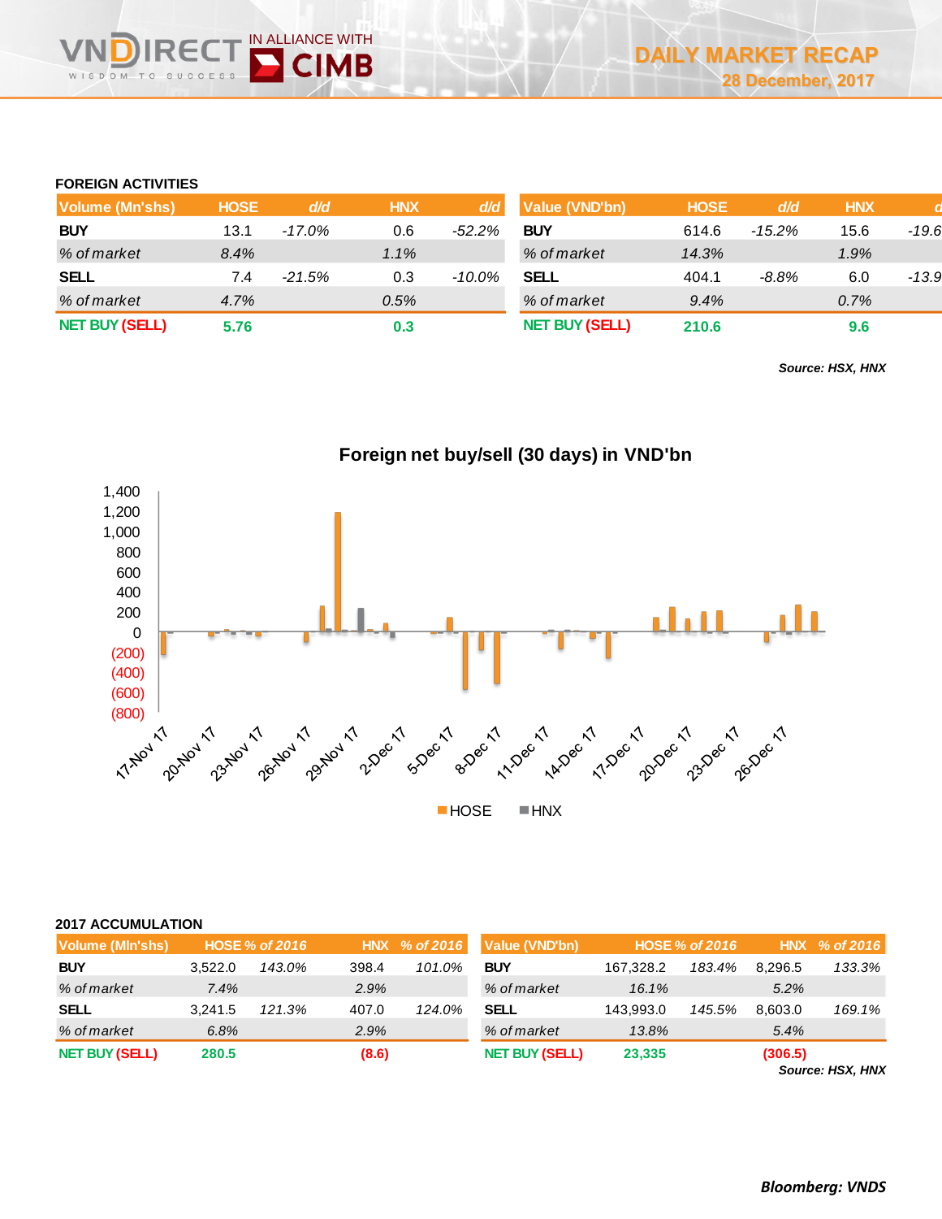# DAILY MARKET RECAP

28 December, 2017

## FOREIGN ACTIVITIES

| Volume (Mn'shs) | HOSE | d/d | HNX | d/d |
|---|---|---|---|---|
| **BUY** | 13.1 | *-17.0%* | 0.6 | *-52.2%* |
| *% of market* | *8.4%* | | *1.1%* | |
| **SELL** | 7.4 | *-21.5%* | 0.3 | *-10.0%* |
| *% of market* | *4.7%* | | *0.5%* | |
| **NET BUY (SELL)** | **5.76** | | **0.3** | |

| Value (VND'bn) | HOSE | d/d | HNX | d/d |
|---|---|---|---|---|
| **BUY** | 614.6 | *-15.2%* | 15.6 | *-19.6* |
| *% of market* | *14.3%* | | *1.9%* | |
| **SELL** | 404.1 | *-8.8%* | 6.0 | *-13.9* |
| *% of market* | *9.4%* | | *0.7%* | |
| **NET BUY (SELL)** | **210.6** | | **9.6** | |

***Source: HSX, HNX***

**Foreign net buy/sell (30 days) in VND'bn**

## 2017 ACCUMULATION

| Volume (Mln'shs) | HOSE | % of 2016 | HNX | % of 2016 |
|---|---|---|---|---|
| **BUY** | 3,522.0 | *143.0%* | 398.4 | *101.0%* |
| *% of market* | *7.4%* | | *2.9%* | |
| **SELL** | 3,241.5 | *121.3%* | 407.0 | *124.0%* |
| *% of market* | *6.8%* | | *2.9%* | |
| **NET BUY (SELL)** | **280.5** | | **(8.6)** | |

| Value (VND'bn) | HOSE | % of 2016 | HNX | % of 2016 |
|---|---|---|---|---|
| **BUY** | 167,328.2 | *183.4%* | 8,296.5 | *133.3%* |
| *% of market* | *16.1%* | | *5.2%* | |
| **SELL** | 143,993.0 | *145.5%* | 8,603.0 | *169.1%* |
| *% of market* | *13.8%* | | *5.4%* | |
| **NET BUY (SELL)** | **23,335** | | **(306.5)** | |

***Source: HSX, HNX***

***Bloomberg: VNDS***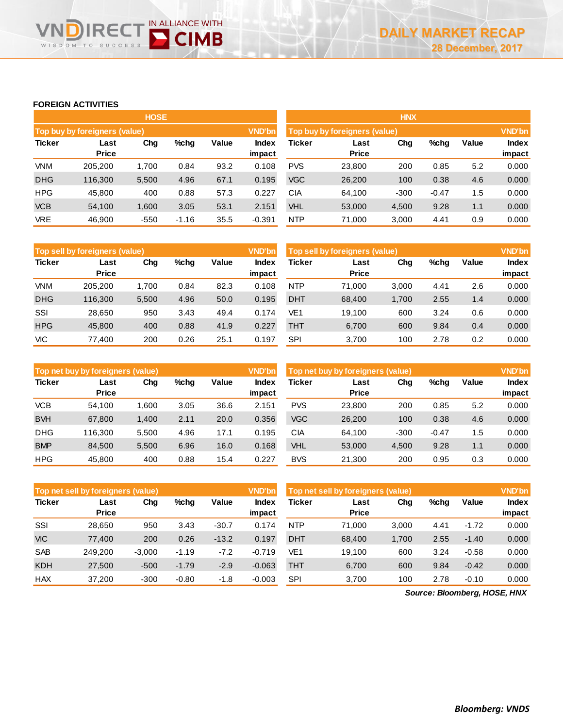## FOREIGN ACTIVITIES

### HOSE

| Top buy by foreigners (value) | | | | | VND'bn |
|---|---|---|---|---|---|
| Ticker | Last Price | Chg | %chg | Value | Index impact |
| VNM | 205,200 | 1,700 | 0.84 | 93.2 | 0.108 |
| DHG | 116,300 | 5,500 | 4.96 | 67.1 | 0.195 |
| HPG | 45,800 | 400 | 0.88 | 57.3 | 0.227 |
| VCB | 54,100 | 1,600 | 3.05 | 53.1 | 2.151 |
| VRE | 46,900 | -550 | -1.16 | 35.5 | -0.391 |

| Top sell by foreigners (value) | | | | | VND'bn |
|---|---|---|---|---|---|
| Ticker | Last Price | Chg | %chg | Value | Index impact |
| VNM | 205,200 | 1,700 | 0.84 | 82.3 | 0.108 |
| DHG | 116,300 | 5,500 | 4.96 | 50.0 | 0.195 |
| SSI | 28,650 | 950 | 3.43 | 49.4 | 0.174 |
| HPG | 45,800 | 400 | 0.88 | 41.9 | 0.227 |
| VIC | 77,400 | 200 | 0.26 | 25.1 | 0.197 |

| Top net buy by foreigners (value) | | | | | VND'bn |
|---|---|---|---|---|---|
| Ticker | Last Price | Chg | %chg | Value | Index impact |
| VCB | 54,100 | 1,600 | 3.05 | 36.6 | 2.151 |
| BVH | 67,800 | 1,400 | 2.11 | 20.0 | 0.356 |
| DHG | 116,300 | 5,500 | 4.96 | 17.1 | 0.195 |
| BMP | 84,500 | 5,500 | 6.96 | 16.0 | 0.168 |
| HPG | 45,800 | 400 | 0.88 | 15.4 | 0.227 |

| Top net sell by foreigners (value) | | | | | VND'bn |
|---|---|---|---|---|---|
| Ticker | Last Price | Chg | %chg | Value | Index impact |
| SSI | 28,650 | 950 | 3.43 | -30.7 | 0.174 |
| VIC | 77,400 | 200 | 0.26 | -13.2 | 0.197 |
| SAB | 249,200 | -3,000 | -1.19 | -7.2 | -0.719 |
| KDH | 27,500 | -500 | -1.79 | -2.9 | -0.063 |
| HAX | 37,200 | -300 | -0.80 | -1.8 | -0.003 |

### HNX

| Top buy by foreigners (value) | | | | | VND'bn |
|---|---|---|---|---|---|
| Ticker | Last Price | Chg | %chg | Value | Index impact |
| PVS | 23,800 | 200 | 0.85 | 5.2 | 0.000 |
| VGC | 26,200 | 100 | 0.38 | 4.6 | 0.000 |
| CIA | 64,100 | -300 | -0.47 | 1.5 | 0.000 |
| VHL | 53,000 | 4,500 | 9.28 | 1.1 | 0.000 |
| NTP | 71,000 | 3,000 | 4.41 | 0.9 | 0.000 |

| Top sell by foreigners (value) | | | | | VND'bn |
|---|---|---|---|---|---|
| Ticker | Last Price | Chg | %chg | Value | Index impact |
| NTP | 71,000 | 3,000 | 4.41 | 2.6 | 0.000 |
| DHT | 68,400 | 1,700 | 2.55 | 1.4 | 0.000 |
| VE1 | 19,100 | 600 | 3.24 | 0.6 | 0.000 |
| THT | 6,700 | 600 | 9.84 | 0.4 | 0.000 |
| SPI | 3,700 | 100 | 2.78 | 0.2 | 0.000 |

| Top net buy by foreigners (value) | | | | | VND'bn |
|---|---|---|---|---|---|
| Ticker | Last Price | Chg | %chg | Value | Index impact |
| PVS | 23,800 | 200 | 0.85 | 5.2 | 0.000 |
| VGC | 26,200 | 100 | 0.38 | 4.6 | 0.000 |
| CIA | 64,100 | -300 | -0.47 | 1.5 | 0.000 |
| VHL | 53,000 | 4,500 | 9.28 | 1.1 | 0.000 |
| BVS | 21,300 | 200 | 0.95 | 0.3 | 0.000 |

| Top net sell by foreigners (value) | | | | | VND'bn |
|---|---|---|---|---|---|
| Ticker | Last Price | Chg | %chg | Value | Index impact |
| NTP | 71,000 | 3,000 | 4.41 | -1.72 | 0.000 |
| DHT | 68,400 | 1,700 | 2.55 | -1.40 | 0.000 |
| VE1 | 19,100 | 600 | 3.24 | -0.58 | 0.000 |
| THT | 6,700 | 600 | 9.84 | -0.42 | 0.000 |
| SPI | 3,700 | 100 | 2.78 | -0.10 | 0.000 |

*Source: Bloomberg, HOSE, HNX*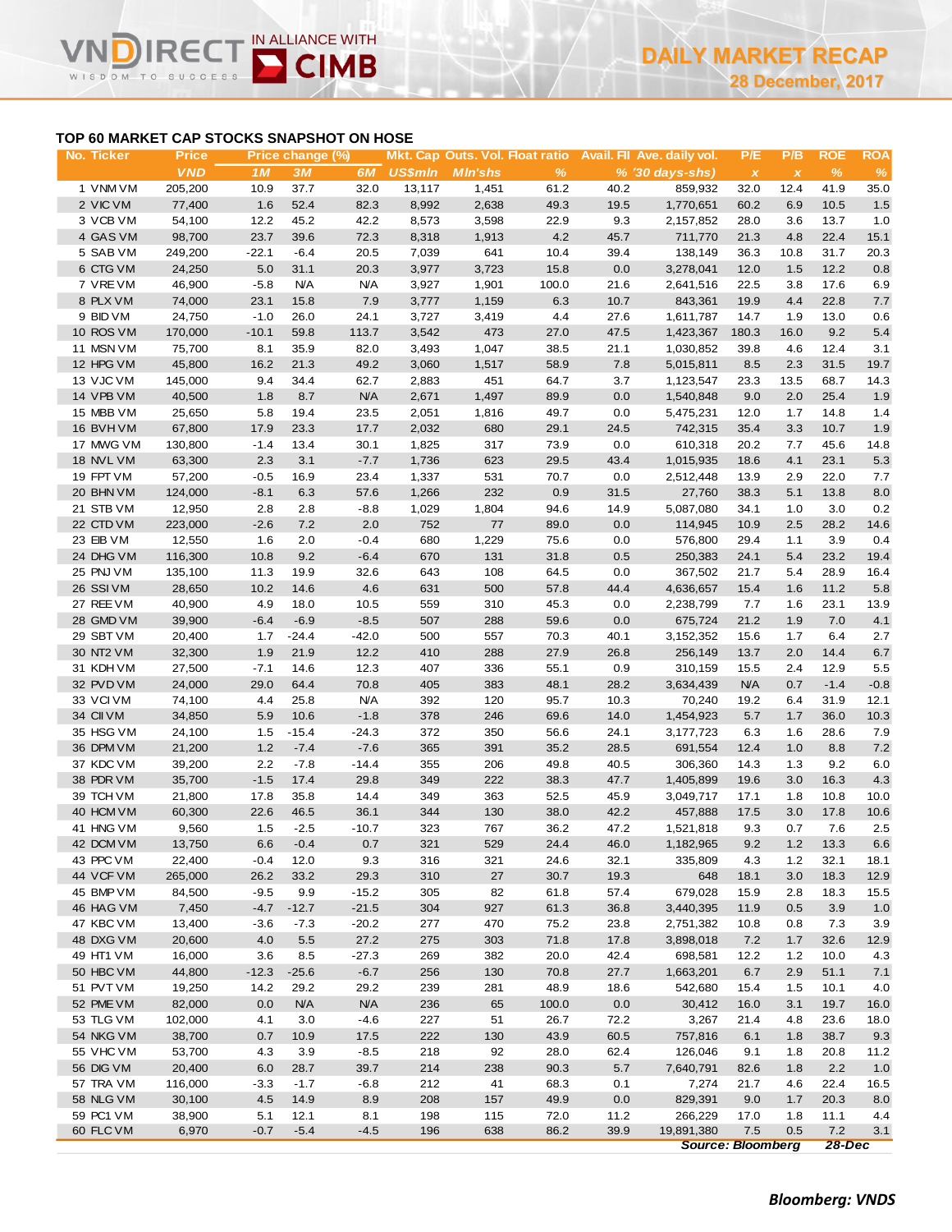## TOP 60 MARKET CAP STOCKS SNAPSHOT ON HOSE

| No. | Ticker | Price | Price change (%) | | | Mkt. Cap | Outs. Vol. | Float ratio | Avail. FII | Ave. daily vol. | P/E | P/B | ROE | ROA |
|---|---|---|---|---|---|---|---|---|---|---|---|---|---|---|
| | | VND | 1M | 3M | 6M | US$mln | Mln'shs | % | % | '30 days-shs) | x | x | % | % |
| 1 | VNM VM | 205,200 | 10.9 | 37.7 | 32.0 | 13,117 | 1,451 | 61.2 | 40.2 | 859,932 | 32.0 | 12.4 | 41.9 | 35.0 |
| 2 | VIC VM | 77,400 | 1.6 | 52.4 | 82.3 | 8,992 | 2,638 | 49.3 | 19.5 | 1,770,651 | 60.2 | 6.9 | 10.5 | 1.5 |
| 3 | VCB VM | 54,100 | 12.2 | 45.2 | 42.2 | 8,573 | 3,598 | 22.9 | 9.3 | 2,157,852 | 28.0 | 3.6 | 13.7 | 1.0 |
| 4 | GAS VM | 98,700 | 23.7 | 39.6 | 72.3 | 8,318 | 1,913 | 4.2 | 45.7 | 711,770 | 21.3 | 4.8 | 22.4 | 15.1 |
| 5 | SAB VM | 249,200 | -22.1 | -6.4 | 20.5 | 7,039 | 641 | 10.4 | 39.4 | 138,149 | 36.3 | 10.8 | 31.7 | 20.3 |
| 6 | CTG VM | 24,250 | 5.0 | 31.1 | 20.3 | 3,977 | 3,723 | 15.8 | 0.0 | 3,278,041 | 12.0 | 1.5 | 12.2 | 0.8 |
| 7 | VRE VM | 46,900 | -5.8 | N/A | N/A | 3,927 | 1,901 | 100.0 | 21.6 | 2,641,516 | 22.5 | 3.8 | 17.6 | 6.9 |
| 8 | PLX VM | 74,000 | 23.1 | 15.8 | 7.9 | 3,777 | 1,159 | 6.3 | 10.7 | 843,361 | 19.9 | 4.4 | 22.8 | 7.7 |
| 9 | BID VM | 24,750 | -1.0 | 26.0 | 24.1 | 3,727 | 3,419 | 4.4 | 27.6 | 1,611,787 | 14.7 | 1.9 | 13.0 | 0.6 |
| 10 | ROS VM | 170,000 | -10.1 | 59.8 | 113.7 | 3,542 | 473 | 27.0 | 47.5 | 1,423,367 | 180.3 | 16.0 | 9.2 | 5.4 |
| 11 | MSN VM | 75,700 | 8.1 | 35.9 | 82.0 | 3,493 | 1,047 | 38.5 | 21.1 | 1,030,852 | 39.8 | 4.6 | 12.4 | 3.1 |
| 12 | HPG VM | 45,800 | 16.2 | 21.3 | 49.2 | 3,060 | 1,517 | 58.9 | 7.8 | 5,015,811 | 8.5 | 2.3 | 31.5 | 19.7 |
| 13 | VJC VM | 145,000 | 9.4 | 34.4 | 62.7 | 2,883 | 451 | 64.7 | 3.7 | 1,123,547 | 23.3 | 13.5 | 68.7 | 14.3 |
| 14 | VPB VM | 40,500 | 1.8 | 8.7 | N/A | 2,671 | 1,497 | 89.9 | 0.0 | 1,540,848 | 9.0 | 2.0 | 25.4 | 1.9 |
| 15 | MBB VM | 25,650 | 5.8 | 19.4 | 23.5 | 2,051 | 1,816 | 49.7 | 0.0 | 5,475,231 | 12.0 | 1.7 | 14.8 | 1.4 |
| 16 | BVH VM | 67,800 | 17.9 | 23.3 | 17.7 | 2,032 | 680 | 29.1 | 24.5 | 742,315 | 35.4 | 3.3 | 10.7 | 1.9 |
| 17 | MWG VM | 130,800 | -1.4 | 13.4 | 30.1 | 1,825 | 317 | 73.9 | 0.0 | 610,318 | 20.2 | 7.7 | 45.6 | 14.8 |
| 18 | NVL VM | 63,300 | 2.3 | 3.1 | -7.7 | 1,736 | 623 | 29.5 | 43.4 | 1,015,935 | 18.6 | 4.1 | 23.1 | 5.3 |
| 19 | FPT VM | 57,200 | -0.5 | 16.9 | 23.4 | 1,337 | 531 | 70.7 | 0.0 | 2,512,448 | 13.9 | 2.9 | 22.0 | 7.7 |
| 20 | BHN VM | 124,000 | -8.1 | 6.3 | 57.6 | 1,266 | 232 | 0.9 | 31.5 | 27,760 | 38.3 | 5.1 | 13.8 | 8.0 |
| 21 | STB VM | 12,950 | 2.8 | 2.8 | -8.8 | 1,029 | 1,804 | 94.6 | 14.9 | 5,087,080 | 34.1 | 1.0 | 3.0 | 0.2 |
| 22 | CTD VM | 223,000 | -2.6 | 7.2 | 2.0 | 752 | 77 | 89.0 | 0.0 | 114,945 | 10.9 | 2.5 | 28.2 | 14.6 |
| 23 | EIB VM | 12,550 | 1.6 | 2.0 | -0.4 | 680 | 1,229 | 75.6 | 0.0 | 576,800 | 29.4 | 1.1 | 3.9 | 0.4 |
| 24 | DHG VM | 116,300 | 10.8 | 9.2 | -6.4 | 670 | 131 | 31.8 | 0.5 | 250,383 | 24.1 | 5.4 | 23.2 | 19.4 |
| 25 | PNJ VM | 135,100 | 11.3 | 19.9 | 32.6 | 643 | 108 | 64.5 | 0.0 | 367,502 | 21.7 | 5.4 | 28.9 | 16.4 |
| 26 | SSI VM | 28,650 | 10.2 | 14.6 | 4.6 | 631 | 500 | 57.8 | 44.4 | 4,636,657 | 15.4 | 1.6 | 11.2 | 5.8 |
| 27 | REE VM | 40,900 | 4.9 | 18.0 | 10.5 | 559 | 310 | 45.3 | 0.0 | 2,238,799 | 7.7 | 1.6 | 23.1 | 13.9 |
| 28 | GMD VM | 39,900 | -6.4 | -6.9 | -8.5 | 507 | 288 | 59.6 | 0.0 | 675,724 | 21.2 | 1.9 | 7.0 | 4.1 |
| 29 | SBT VM | 20,400 | 1.7 | -24.4 | -42.0 | 500 | 557 | 70.3 | 40.1 | 3,152,352 | 15.6 | 1.7 | 6.4 | 2.7 |
| 30 | NT2 VM | 32,300 | 1.9 | 21.9 | 12.2 | 410 | 288 | 27.9 | 26.8 | 256,149 | 13.7 | 2.0 | 14.4 | 6.7 |
| 31 | KDH VM | 27,500 | -7.1 | 14.6 | 12.3 | 407 | 336 | 55.1 | 0.9 | 310,159 | 15.5 | 2.4 | 12.9 | 5.5 |
| 32 | PVD VM | 24,000 | 29.0 | 64.4 | 70.8 | 405 | 383 | 48.1 | 28.2 | 3,634,439 | N/A | 0.7 | -1.4 | -0.8 |
| 33 | VCI VM | 74,100 | 4.4 | 25.8 | N/A | 392 | 120 | 95.7 | 10.3 | 70,240 | 19.2 | 6.4 | 31.9 | 12.1 |
| 34 | CII VM | 34,850 | 5.9 | 10.6 | -1.8 | 378 | 246 | 69.6 | 14.0 | 1,454,923 | 5.7 | 1.7 | 36.0 | 10.3 |
| 35 | HSG VM | 24,100 | 1.5 | -15.4 | -24.3 | 372 | 350 | 56.6 | 24.1 | 3,177,723 | 6.3 | 1.6 | 28.6 | 7.9 |
| 36 | DPM VM | 21,200 | 1.2 | -7.4 | -7.6 | 365 | 391 | 35.2 | 28.5 | 691,554 | 12.4 | 1.0 | 8.8 | 7.2 |
| 37 | KDC VM | 39,200 | 2.2 | -7.8 | -14.4 | 355 | 206 | 49.8 | 40.5 | 306,360 | 14.3 | 1.3 | 9.2 | 6.0 |
| 38 | PDR VM | 35,700 | -1.5 | 17.4 | 29.8 | 349 | 222 | 38.3 | 47.7 | 1,405,899 | 19.6 | 3.0 | 16.3 | 4.3 |
| 39 | TCH VM | 21,800 | 17.8 | 35.8 | 14.4 | 349 | 363 | 52.5 | 45.9 | 3,049,717 | 17.1 | 1.8 | 10.8 | 10.0 |
| 40 | HCM VM | 60,300 | 22.6 | 46.5 | 36.1 | 344 | 130 | 38.0 | 42.2 | 457,888 | 17.5 | 3.0 | 17.8 | 10.6 |
| 41 | HNG VM | 9,560 | 1.5 | -2.5 | -10.7 | 323 | 767 | 36.2 | 47.2 | 1,521,818 | 9.3 | 0.7 | 7.6 | 2.5 |
| 42 | DCM VM | 13,750 | 6.6 | -0.4 | 0.7 | 321 | 529 | 24.4 | 46.0 | 1,182,965 | 9.2 | 1.2 | 13.3 | 6.6 |
| 43 | PPC VM | 22,400 | -0.4 | 12.0 | 9.3 | 316 | 321 | 24.6 | 32.1 | 335,809 | 4.3 | 1.2 | 32.1 | 18.1 |
| 44 | VCF VM | 265,000 | 26.2 | 33.2 | 29.3 | 310 | 27 | 30.7 | 19.3 | 648 | 18.1 | 3.0 | 18.3 | 12.9 |
| 45 | BMP VM | 84,500 | -9.5 | 9.9 | -15.2 | 305 | 82 | 61.8 | 57.4 | 679,028 | 15.9 | 2.8 | 18.3 | 15.5 |
| 46 | HAG VM | 7,450 | -4.7 | -12.7 | -21.5 | 304 | 927 | 61.3 | 36.8 | 3,440,395 | 11.9 | 0.5 | 3.9 | 1.0 |
| 47 | KBC VM | 13,400 | -3.6 | -7.3 | -20.2 | 277 | 470 | 75.2 | 23.8 | 2,751,382 | 10.8 | 0.8 | 7.3 | 3.9 |
| 48 | DXG VM | 20,600 | 4.0 | 5.5 | 27.2 | 275 | 303 | 71.8 | 17.8 | 3,898,018 | 7.2 | 1.7 | 32.6 | 12.9 |
| 49 | HT1 VM | 16,000 | 3.6 | 8.5 | -27.3 | 269 | 382 | 20.0 | 42.4 | 698,581 | 12.2 | 1.2 | 10.0 | 4.3 |
| 50 | HBC VM | 44,800 | -12.3 | -25.6 | -6.7 | 256 | 130 | 70.8 | 27.7 | 1,663,201 | 6.7 | 2.9 | 51.1 | 7.1 |
| 51 | PVT VM | 19,250 | 14.2 | 29.2 | 29.2 | 239 | 281 | 48.9 | 18.6 | 542,680 | 15.4 | 1.5 | 10.1 | 4.0 |
| 52 | PME VM | 82,000 | 0.0 | N/A | N/A | 236 | 65 | 100.0 | 0.0 | 30,412 | 16.0 | 3.1 | 19.7 | 16.0 |
| 53 | TLG VM | 102,000 | 4.1 | 3.0 | -4.6 | 227 | 51 | 26.7 | 72.2 | 3,267 | 21.4 | 4.8 | 23.6 | 18.0 |
| 54 | NKG VM | 38,700 | 0.7 | 10.9 | 17.5 | 222 | 130 | 43.9 | 60.5 | 757,816 | 6.1 | 1.8 | 38.7 | 9.3 |
| 55 | VHC VM | 53,700 | 4.3 | 3.9 | -8.5 | 218 | 92 | 28.0 | 62.4 | 126,046 | 9.1 | 1.8 | 20.8 | 11.2 |
| 56 | DIG VM | 20,400 | 6.0 | 28.7 | 39.7 | 214 | 238 | 90.3 | 5.7 | 7,640,791 | 82.6 | 1.8 | 2.2 | 1.0 |
| 57 | TRA VM | 116,000 | -3.3 | -1.7 | -6.8 | 212 | 41 | 68.3 | 0.1 | 7,274 | 21.7 | 4.6 | 22.4 | 16.5 |
| 58 | NLG VM | 30,100 | 4.5 | 14.9 | 8.9 | 208 | 157 | 49.9 | 0.0 | 829,391 | 9.0 | 1.7 | 20.3 | 8.0 |
| 59 | PC1 VM | 38,900 | 5.1 | 12.1 | 8.1 | 198 | 115 | 72.0 | 11.2 | 266,229 | 17.0 | 1.8 | 11.1 | 4.4 |
| 60 | FLC VM | 6,970 | -0.7 | -5.4 | -4.5 | 196 | 638 | 86.2 | 39.9 | 19,891,380 | 7.5 | 0.5 | 7.2 | 3.1 |

*Source: Bloomberg* *28-Dec*

***Bloomberg: VNDS***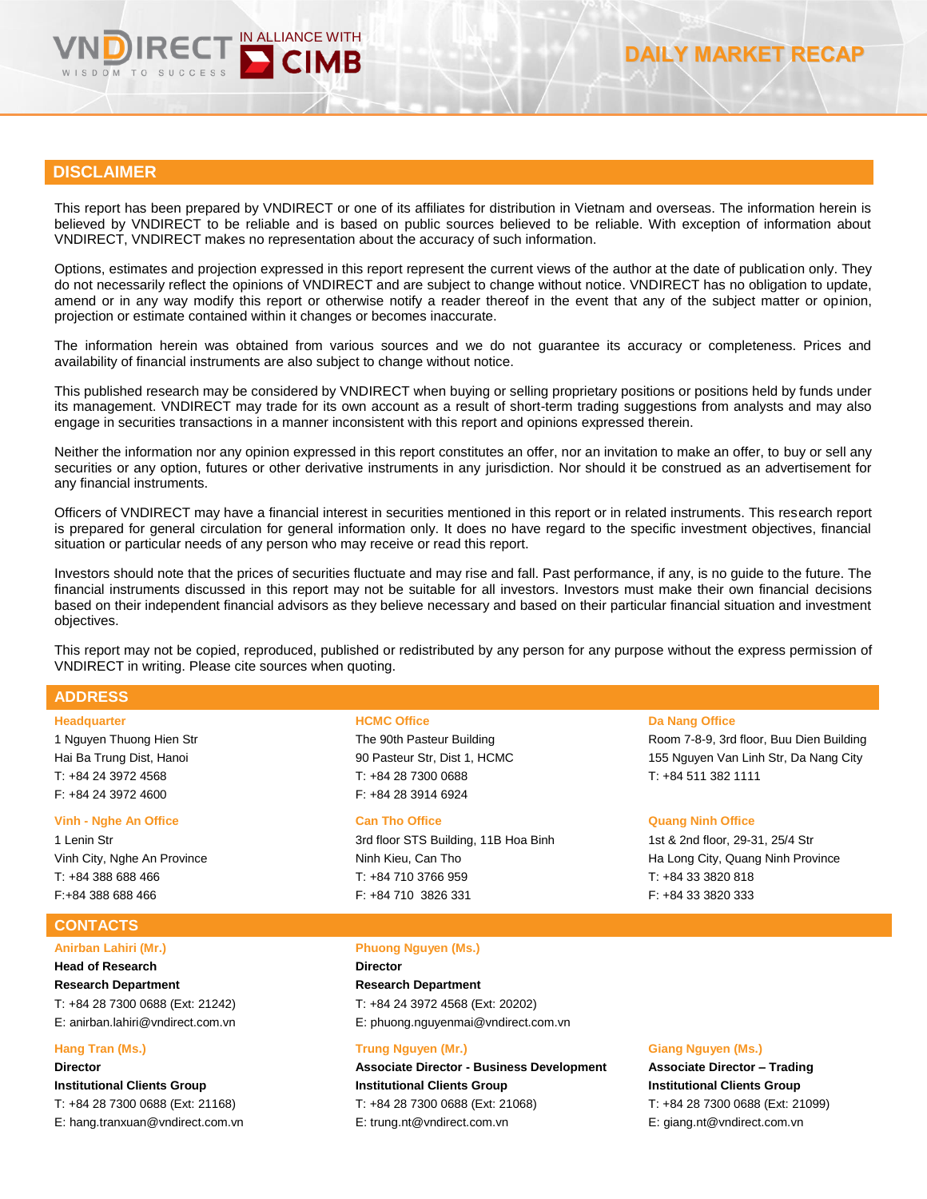## DISCLAIMER

This report has been prepared by VNDIRECT or one of its affiliates for distribution in Vietnam and overseas. The information herein is believed by VNDIRECT to be reliable and is based on public sources believed to be reliable. With exception of information about VNDIRECT, VNDIRECT makes no representation about the accuracy of such information.

Options, estimates and projection expressed in this report represent the current views of the author at the date of publication only. They do not necessarily reflect the opinions of VNDIRECT and are subject to change without notice. VNDIRECT has no obligation to update, amend or in any way modify this report or otherwise notify a reader thereof in the event that any of the subject matter or opinion, projection or estimate contained within it changes or becomes inaccurate.

The information herein was obtained from various sources and we do not guarantee its accuracy or completeness. Prices and availability of financial instruments are also subject to change without notice.

This published research may be considered by VNDIRECT when buying or selling proprietary positions or positions held by funds under its management. VNDIRECT may trade for its own account as a result of short-term trading suggestions from analysts and may also engage in securities transactions in a manner inconsistent with this report and opinions expressed therein.

Neither the information nor any opinion expressed in this report constitutes an offer, nor an invitation to make an offer, to buy or sell any securities or any option, futures or other derivative instruments in any jurisdiction. Nor should it be construed as an advertisement for any financial instruments.

Officers of VNDIRECT may have a financial interest in securities mentioned in this report or in related instruments. This research report is prepared for general circulation for general information only. It does no have regard to the specific investment objectives, financial situation or particular needs of any person who may receive or read this report.

Investors should note that the prices of securities fluctuate and may rise and fall. Past performance, if any, is no guide to the future. The financial instruments discussed in this report may not be suitable for all investors. Investors must make their own financial decisions based on their independent financial advisors as they believe necessary and based on their particular financial situation and investment objectives.

This report may not be copied, reproduced, published or redistributed by any person for any purpose without the express permission of VNDIRECT in writing. Please cite sources when quoting.

## ADDRESS

**Headquarter**
1 Nguyen Thuong Hien Str
Hai Ba Trung Dist, Hanoi
T: +84 24 3972 4568
F: +84 24 3972 4600

**HCMC Office**
The 90th Pasteur Building
90 Pasteur Str, Dist 1, HCMC
T: +84 28 7300 0688
F: +84 28 3914 6924

**Da Nang Office**
Room 7-8-9, 3rd floor, Buu Dien Building
155 Nguyen Van Linh Str, Da Nang City
T: +84 511 382 1111

**Vinh - Nghe An Office**
1 Lenin Str
Vinh City, Nghe An Province
T: +84 388 688 466
F:+84 388 688 466

**Can Tho Office**
3rd floor STS Building, 11B Hoa Binh
Ninh Kieu, Can Tho
T: +84 710 3766 959
F: +84 710 3826 331

**Quang Ninh Office**
1st & 2nd floor, 29-31, 25/4 Str
Ha Long City, Quang Ninh Province
T: +84 33 3820 818
F: +84 33 3820 333

## CONTACTS

**Anirban Lahiri (Mr.)**
**Head of Research**
**Research Department**
T: +84 28 7300 0688 (Ext: 21242)
E: anirban.lahiri@vndirect.com.vn

**Phuong Nguyen (Ms.)**
**Director**
**Research Department**
T: +84 24 3972 4568 (Ext: 20202)
E: phuong.nguyenmai@vndirect.com.vn

**Hang Tran (Ms.)**
**Director**
**Institutional Clients Group**
T: +84 28 7300 0688 (Ext: 21168)
E: hang.tranxuan@vndirect.com.vn

**Trung Nguyen (Mr.)**
**Associate Director - Business Development**
**Institutional Clients Group**
T: +84 28 7300 0688 (Ext: 21068)
E: trung.nt@vndirect.com.vn

**Giang Nguyen (Ms.)**
**Associate Director – Trading**
**Institutional Clients Group**
T: +84 28 7300 0688 (Ext: 21099)
E: giang.nt@vndirect.com.vn